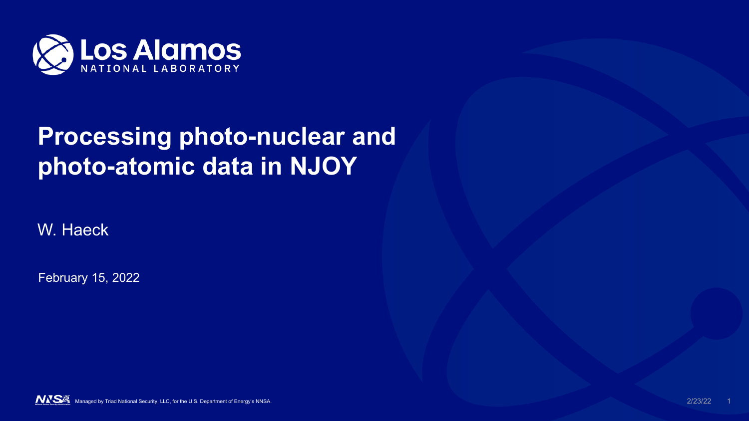Los Alamos NATIONAL LABORATORY

# Processing photo-nuclear and photo-atomic data in NJOY

W. Haeck

February 15, 2022

Managed by Triad National Security, LLC, for the U.S. Department of Energy's NNSA.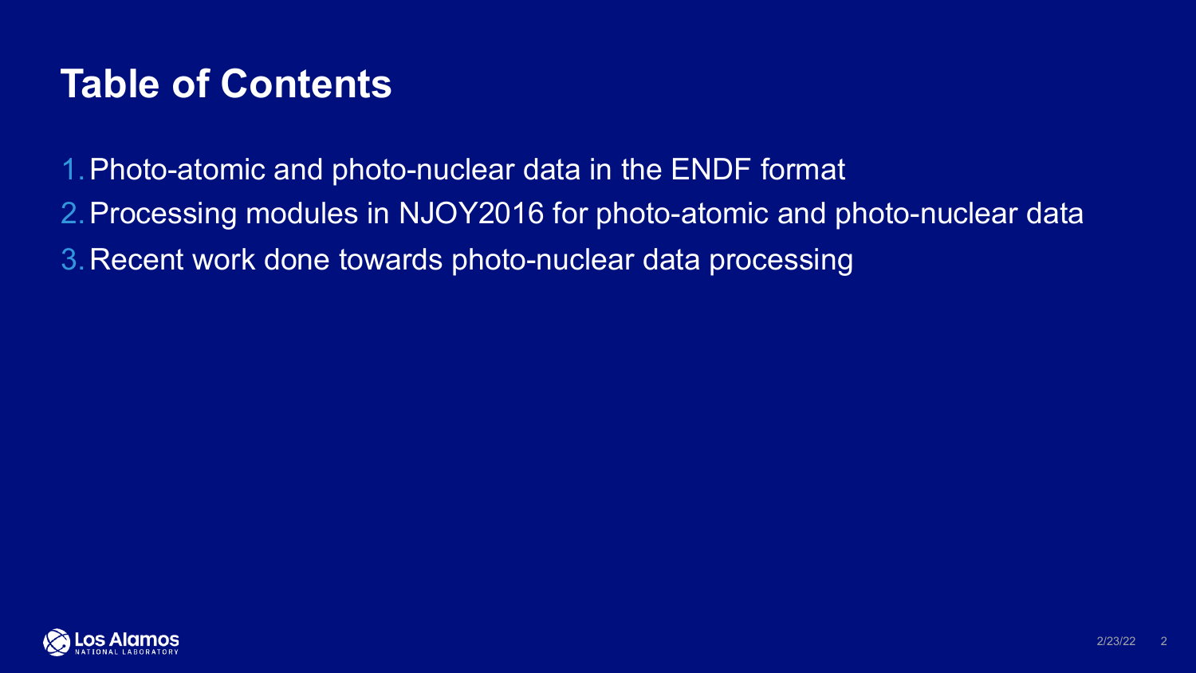# Table of Contents

1. Photo-atomic and photo-nuclear data in the ENDF format
2. Processing modules in NJOY2016 for photo-atomic and photo-nuclear data
3. Recent work done towards photo-nuclear data processing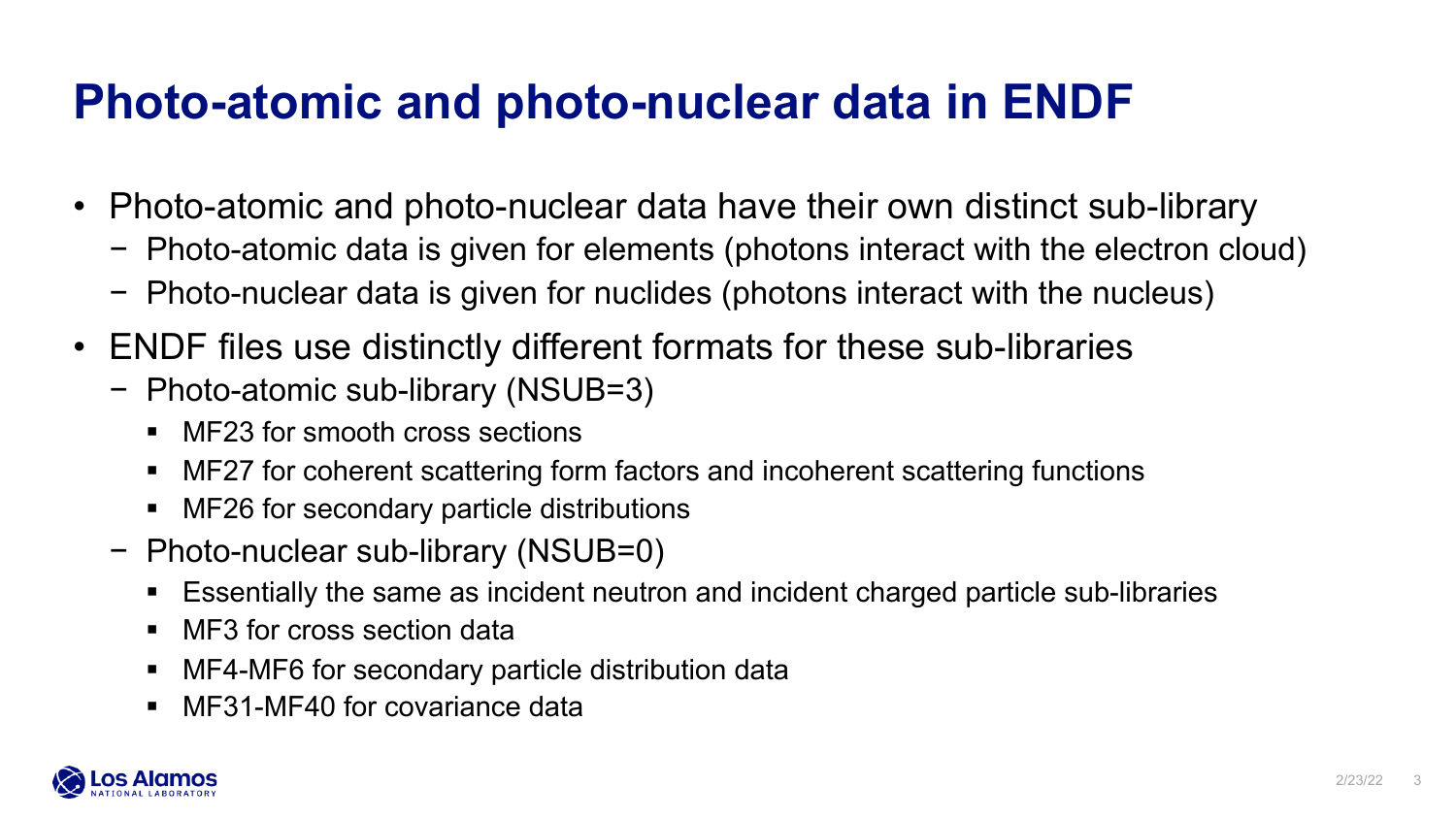# Photo-atomic and photo-nuclear data in ENDF

- Photo-atomic and photo-nuclear data have their own distinct sub-library
  - Photo-atomic data is given for elements (photons interact with the electron cloud)
  - Photo-nuclear data is given for nuclides (photons interact with the nucleus)
- ENDF files use distinctly different formats for these sub-libraries
  - Photo-atomic sub-library (NSUB=3)
    - MF23 for smooth cross sections
    - MF27 for coherent scattering form factors and incoherent scattering functions
    - MF26 for secondary particle distributions
  - Photo-nuclear sub-library (NSUB=0)
    - Essentially the same as incident neutron and incident charged particle sub-libraries
    - MF3 for cross section data
    - MF4-MF6 for secondary particle distribution data
    - MF31-MF40 for covariance data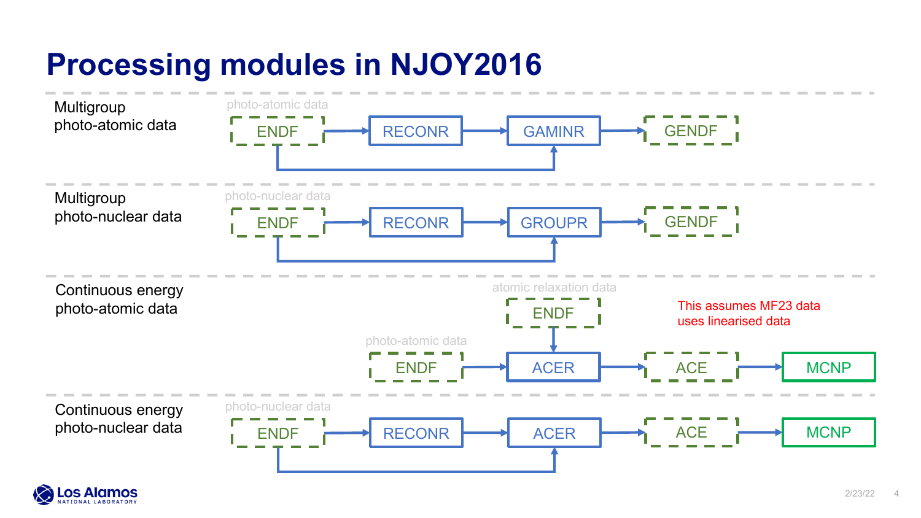# Processing modules in NJOY2016

**Multigroup photo-atomic data**

photo-atomic data

ENDF → RECONR → GAMINR → GENDF

(ENDF → GAMINR)

**Multigroup photo-nuclear data**

photo-nuclear data

ENDF → RECONR → GROUPR → GENDF

(ENDF → GROUPR)

**Continuous energy photo-atomic data**

atomic relaxation data

ENDF → ACER

photo-atomic data

ENDF → ACER → ACE → MCNP

This assumes MF23 data uses linearised data

**Continuous energy photo-nuclear data**

photo-nuclear data

ENDF → RECONR → ACER → ACE → MCNP

(ENDF → ACER)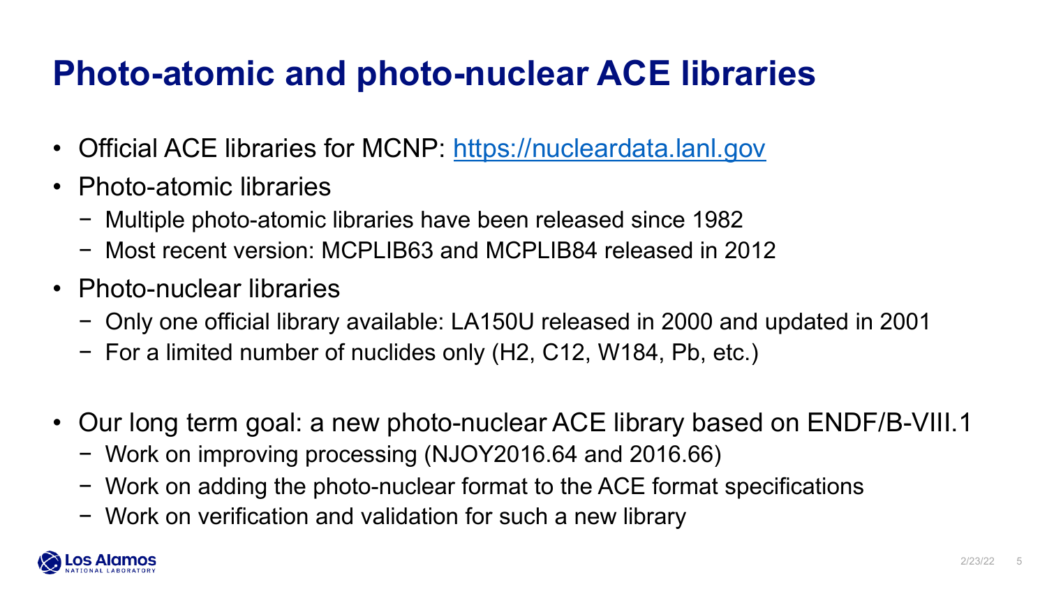# Photo-atomic and photo-nuclear ACE libraries

- Official ACE libraries for MCNP: [https://nucleardata.lanl.gov](https://nucleardata.lanl.gov)
- Photo-atomic libraries
  - Multiple photo-atomic libraries have been released since 1982
  - Most recent version: MCPLIB63 and MCPLIB84 released in 2012
- Photo-nuclear libraries
  - Only one official library available: LA150U released in 2000 and updated in 2001
  - For a limited number of nuclides only (H2, C12, W184, Pb, etc.)

- Our long term goal: a new photo-nuclear ACE library based on ENDF/B-VIII.1
  - Work on improving processing (NJOY2016.64 and 2016.66)
  - Work on adding the photo-nuclear format to the ACE format specifications
  - Work on verification and validation for such a new library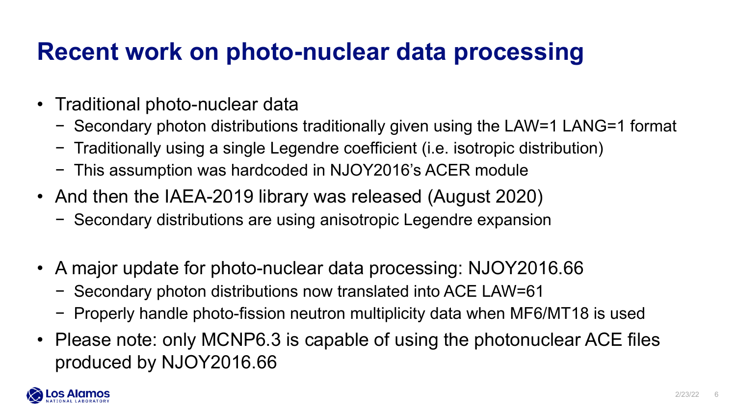# Recent work on photo-nuclear data processing

- Traditional photo-nuclear data
  - Secondary photon distributions traditionally given using the LAW=1 LANG=1 format
  - Traditionally using a single Legendre coefficient (i.e. isotropic distribution)
  - This assumption was hardcoded in NJOY2016's ACER module
- And then the IAEA-2019 library was released (August 2020)
  - Secondary distributions are using anisotropic Legendre expansion

- A major update for photo-nuclear data processing: NJOY2016.66
  - Secondary photon distributions now translated into ACE LAW=61
  - Properly handle photo-fission neutron multiplicity data when MF6/MT18 is used
- Please note: only MCNP6.3 is capable of using the photonuclear ACE files produced by NJOY2016.66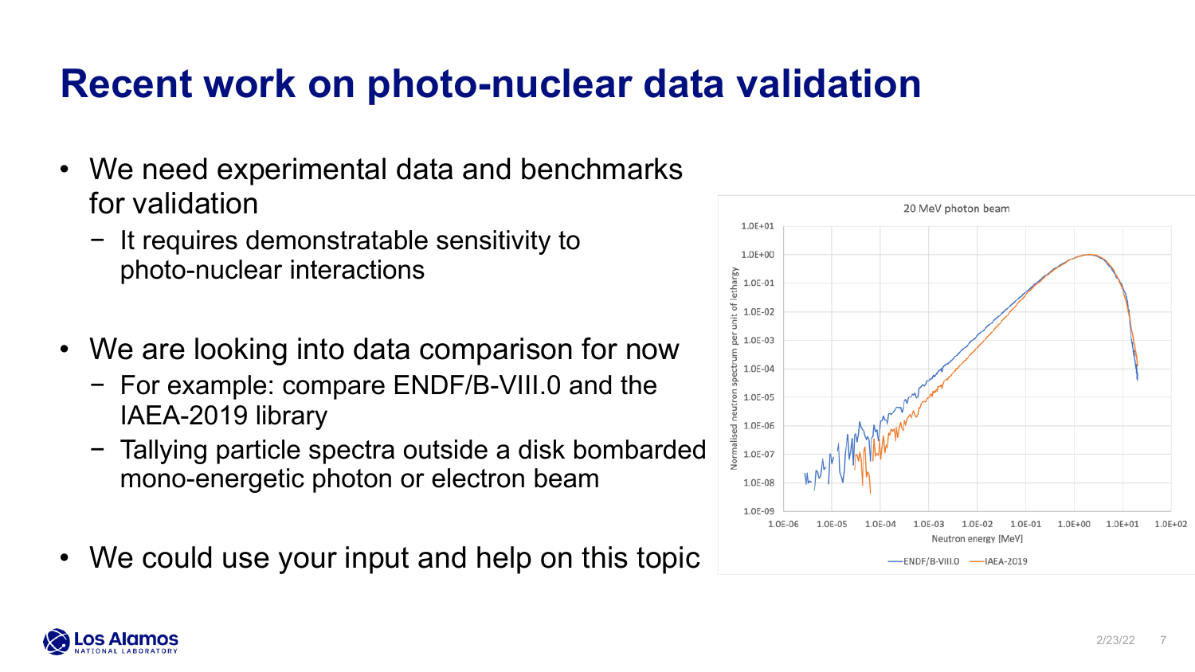# Recent work on photo-nuclear data validation

- We need experimental data and benchmarks for validation
  - It requires demonstratable sensitivity to photo-nuclear interactions
- We are looking into data comparison for now
  - For example: compare ENDF/B-VIII.0 and the IAEA-2019 library
  - Tallying particle spectra outside a disk bombarded mono-energetic photon or electron beam
- We could use your input and help on this topic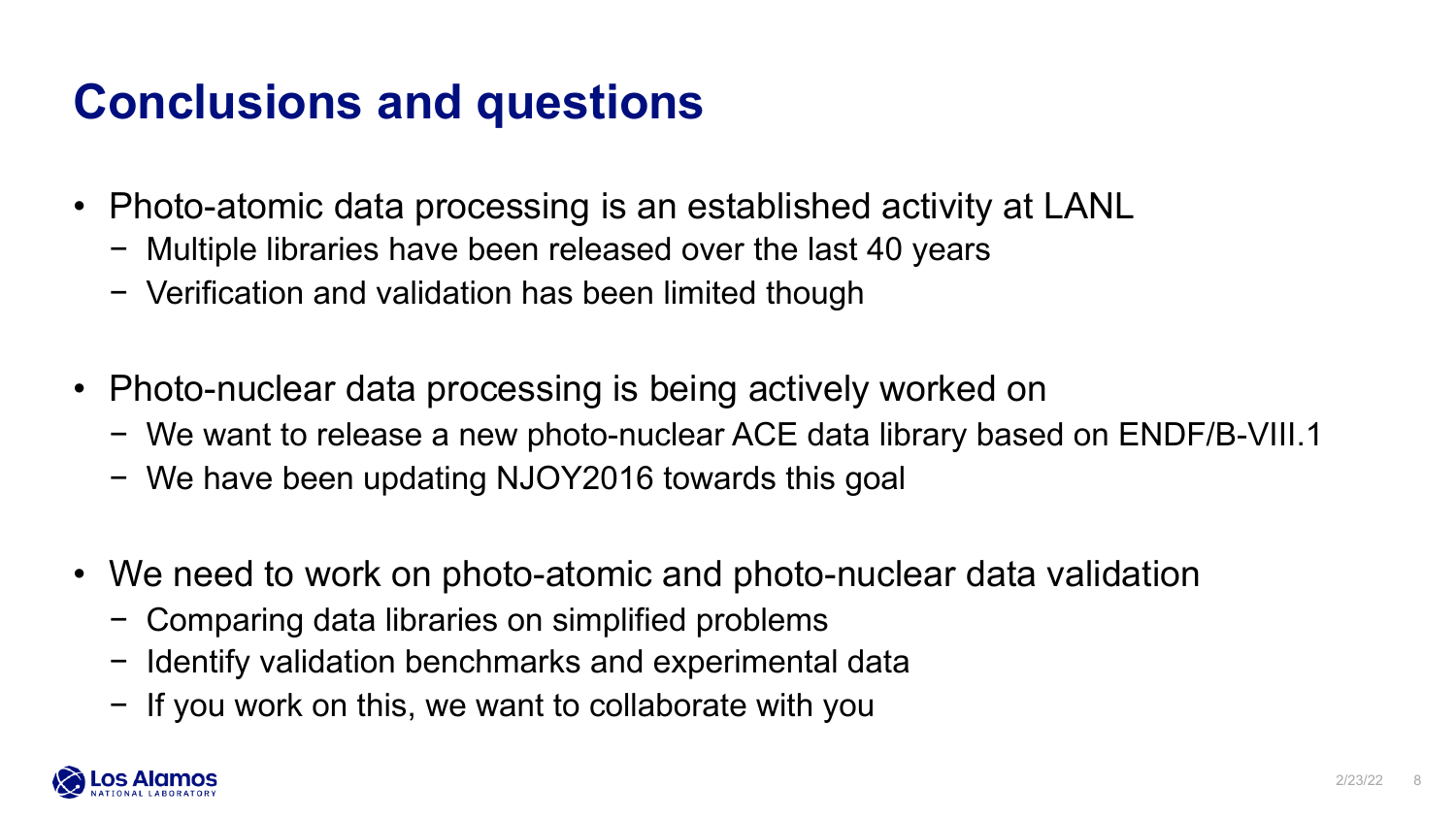# Conclusions and questions

- Photo-atomic data processing is an established activity at LANL
  - Multiple libraries have been released over the last 40 years
  - Verification and validation has been limited though
- Photo-nuclear data processing is being actively worked on
  - We want to release a new photo-nuclear ACE data library based on ENDF/B-VIII.1
  - We have been updating NJOY2016 towards this goal
- We need to work on photo-atomic and photo-nuclear data validation
  - Comparing data libraries on simplified problems
  - Identify validation benchmarks and experimental data
  - If you work on this, we want to collaborate with you